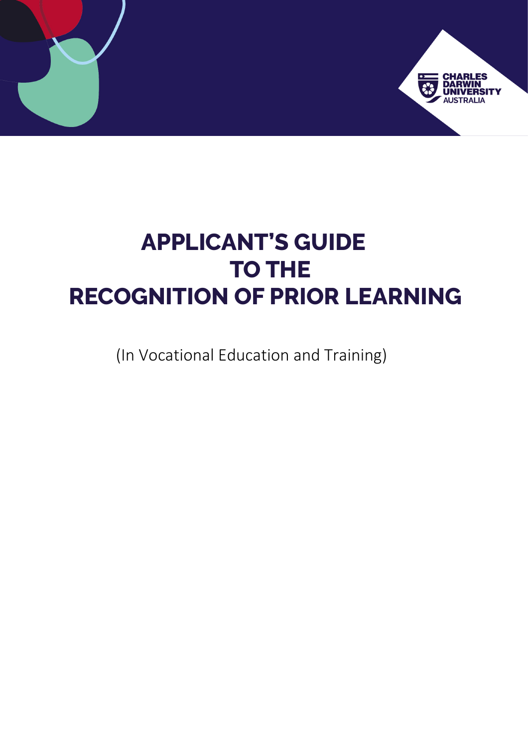# APPLICANT'S GUIDE TO THE RECOGNITION OF PRIOR LEARNING

(In Vocational Education and Training)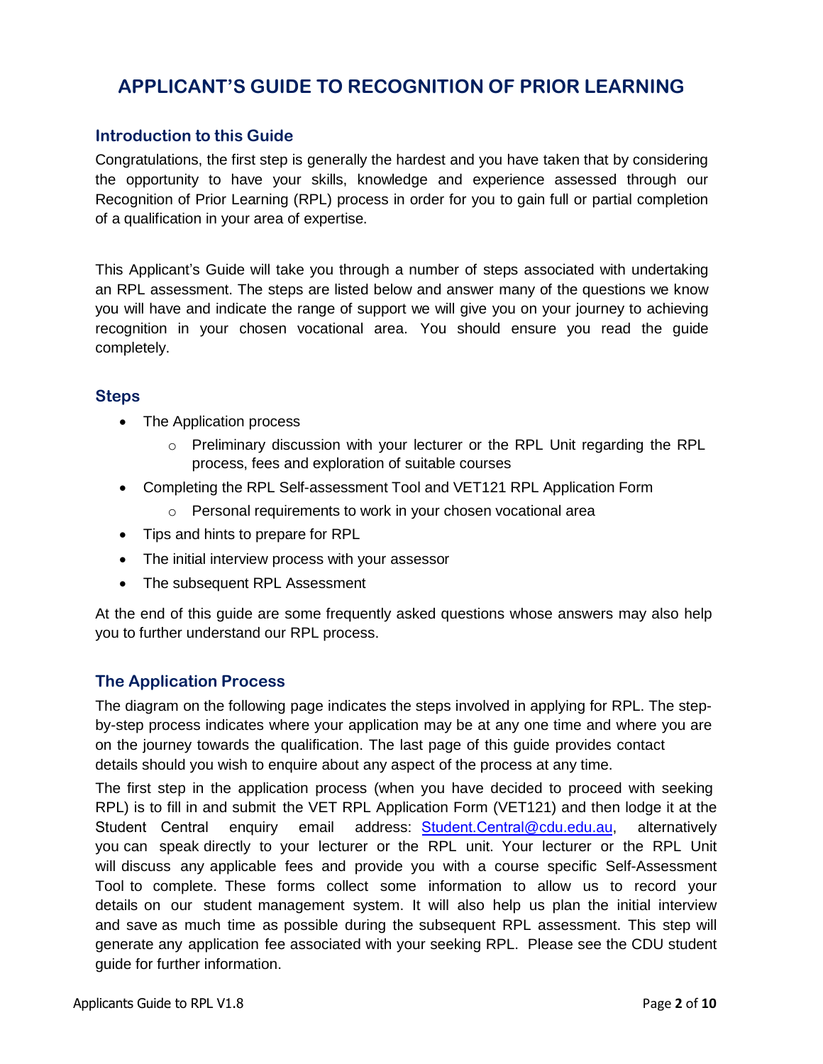# APPLICANT'S GUIDE TO RECOGNITION OF PRIOR LEARNING

## Introduction to this Guide

Congratulations, the first step is generally the hardest and you have taken that by considering the opportunity to have your skills, knowledge and experience assessed through our Recognition of Prior Learning (RPL) process in order for you to gain full or partial completion of a qualification in your area of expertise.

This Applicant's Guide will take you through a number of steps associated with undertaking an RPL assessment. The steps are listed below and answer many of the questions we know you will have and indicate the range of support we will give you on your journey to achieving recognition in your chosen vocational area. You should ensure you read the guide completely.

## Steps

- The Application process
  - Preliminary discussion with your lecturer or the RPL Unit regarding the RPL process, fees and exploration of suitable courses
- Completing the RPL Self-assessment Tool and VET121 RPL Application Form
  - Personal requirements to work in your chosen vocational area
- Tips and hints to prepare for RPL
- The initial interview process with your assessor
- The subsequent RPL Assessment

At the end of this guide are some frequently asked questions whose answers may also help you to further understand our RPL process.

## The Application Process

The diagram on the following page indicates the steps involved in applying for RPL. The step-by-step process indicates where your application may be at any one time and where you are on the journey towards the qualification. The last page of this guide provides contact details should you wish to enquire about any aspect of the process at any time.

The first step in the application process (when you have decided to proceed with seeking RPL) is to fill in and submit the VET RPL Application Form (VET121) and then lodge it at the Student Central enquiry email address: [Student.Central@cdu.edu.au](mailto:Student.Central@cdu.edu.au), alternatively you can speak directly to your lecturer or the RPL unit. Your lecturer or the RPL Unit will discuss any applicable fees and provide you with a course specific Self-Assessment Tool to complete. These forms collect some information to allow us to record your details on our student management system. It will also help us plan the initial interview and save as much time as possible during the subsequent RPL assessment. This step will generate any application fee associated with your seeking RPL. Please see the CDU student guide for further information.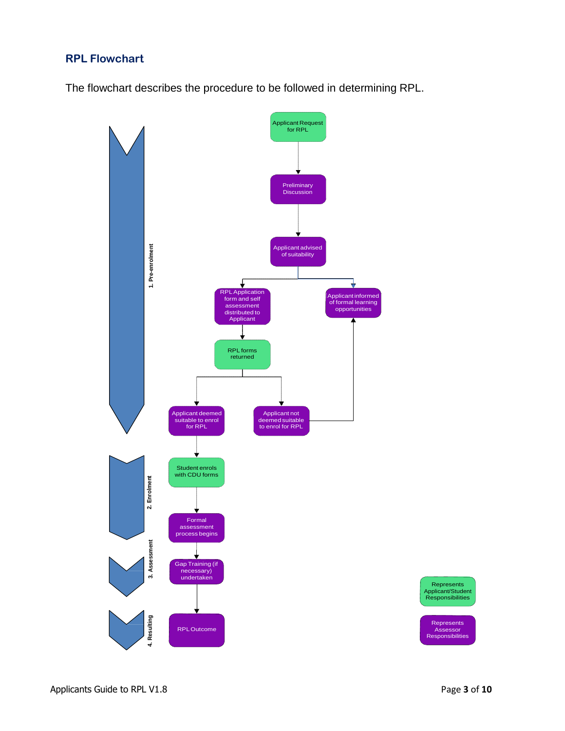## RPL Flowchart

The flowchart describes the procedure to be followed in determining RPL.

1. Pre-enrolment

- Applicant Request for RPL
- Preliminary Discussion
- Applicant advised of suitability
- RPL Application form and self assessment distributed to Applicant
- Applicant informed of formal learning opportunities
- RPL forms returned
- Applicant deemed suitable to enrol for RPL
- Applicant not deemed suitable to enrol for RPL

2. Enrolment

- Student enrols with CDU forms
- Formal assessment process begins

3. Assessment

- Gap Training (if necessary) undertaken

4. Resulting

- RPL Outcome

Represents Applicant/Student Responsibilities

Represents Assessor Responsibilities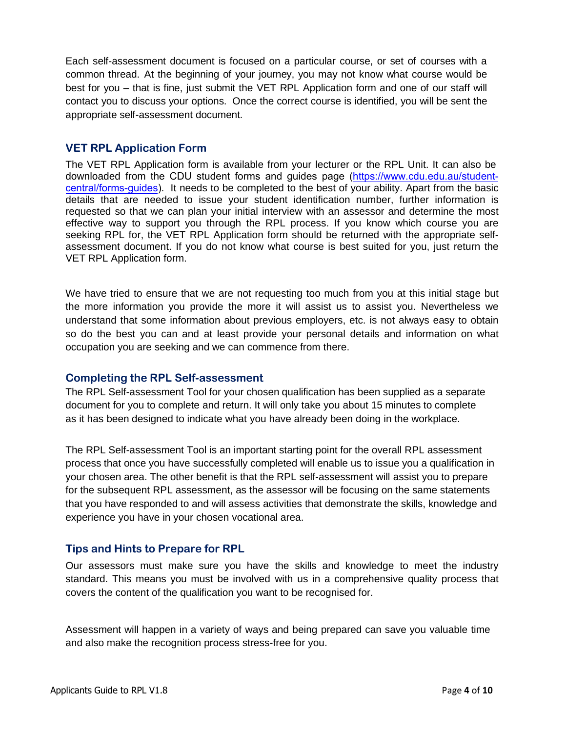Each self-assessment document is focused on a particular course, or set of courses with a common thread. At the beginning of your journey, you may not know what course would be best for you – that is fine, just submit the VET RPL Application form and one of our staff will contact you to discuss your options. Once the correct course is identified, you will be sent the appropriate self-assessment document.

## VET RPL Application Form

The VET RPL Application form is available from your lecturer or the RPL Unit. It can also be downloaded from the CDU student forms and guides page ([https://www.cdu.edu.au/student-central/forms-guides](https://www.cdu.edu.au/student-central/forms-guides)). It needs to be completed to the best of your ability. Apart from the basic details that are needed to issue your student identification number, further information is requested so that we can plan your initial interview with an assessor and determine the most effective way to support you through the RPL process. If you know which course you are seeking RPL for, the VET RPL Application form should be returned with the appropriate self-assessment document. If you do not know what course is best suited for you, just return the VET RPL Application form.

We have tried to ensure that we are not requesting too much from you at this initial stage but the more information you provide the more it will assist us to assist you. Nevertheless we understand that some information about previous employers, etc. is not always easy to obtain so do the best you can and at least provide your personal details and information on what occupation you are seeking and we can commence from there.

## Completing the RPL Self-assessment

The RPL Self-assessment Tool for your chosen qualification has been supplied as a separate document for you to complete and return. It will only take you about 15 minutes to complete as it has been designed to indicate what you have already been doing in the workplace.

The RPL Self-assessment Tool is an important starting point for the overall RPL assessment process that once you have successfully completed will enable us to issue you a qualification in your chosen area. The other benefit is that the RPL self-assessment will assist you to prepare for the subsequent RPL assessment, as the assessor will be focusing on the same statements that you have responded to and will assess activities that demonstrate the skills, knowledge and experience you have in your chosen vocational area.

## Tips and Hints to Prepare for RPL

Our assessors must make sure you have the skills and knowledge to meet the industry standard. This means you must be involved with us in a comprehensive quality process that covers the content of the qualification you want to be recognised for.

Assessment will happen in a variety of ways and being prepared can save you valuable time and also make the recognition process stress-free for you.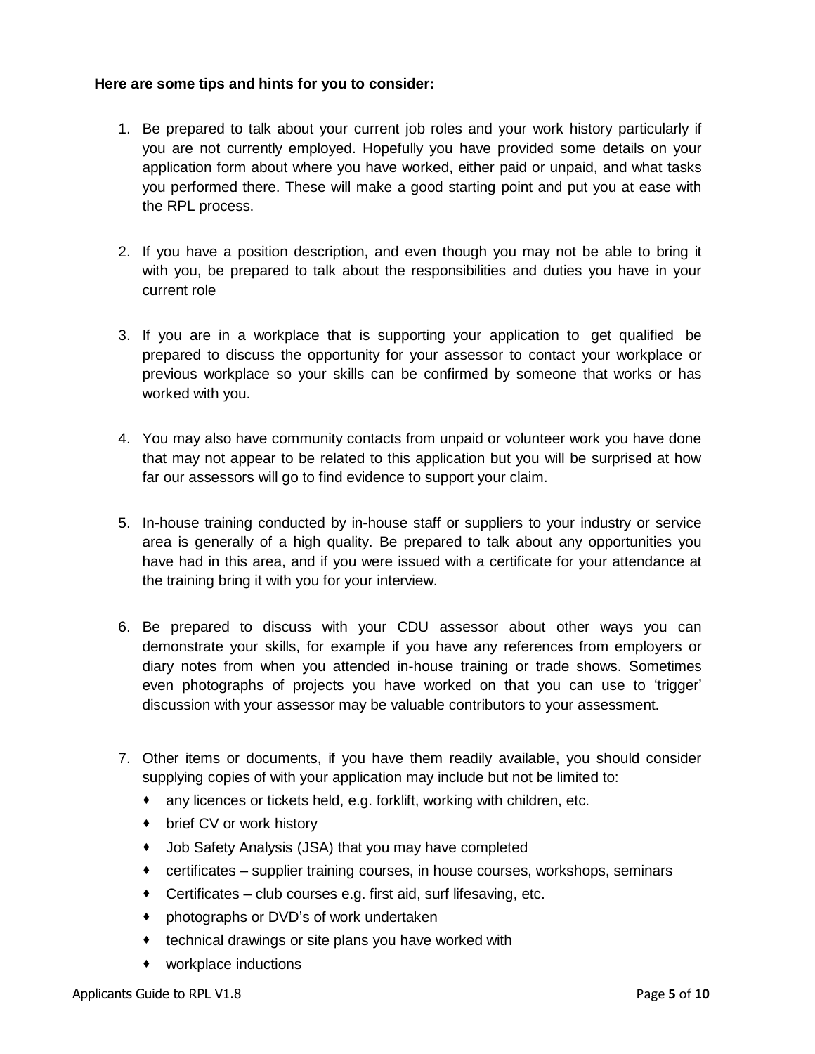**Here are some tips and hints for you to consider:**

1. Be prepared to talk about your current job roles and your work history particularly if you are not currently employed. Hopefully you have provided some details on your application form about where you have worked, either paid or unpaid, and what tasks you performed there. These will make a good starting point and put you at ease with the RPL process.

2. If you have a position description, and even though you may not be able to bring it with you, be prepared to talk about the responsibilities and duties you have in your current role

3. If you are in a workplace that is supporting your application to get qualified be prepared to discuss the opportunity for your assessor to contact your workplace or previous workplace so your skills can be confirmed by someone that works or has worked with you.

4. You may also have community contacts from unpaid or volunteer work you have done that may not appear to be related to this application but you will be surprised at how far our assessors will go to find evidence to support your claim.

5. In-house training conducted by in-house staff or suppliers to your industry or service area is generally of a high quality. Be prepared to talk about any opportunities you have had in this area, and if you were issued with a certificate for your attendance at the training bring it with you for your interview.

6. Be prepared to discuss with your CDU assessor about other ways you can demonstrate your skills, for example if you have any references from employers or diary notes from when you attended in-house training or trade shows. Sometimes even photographs of projects you have worked on that you can use to 'trigger' discussion with your assessor may be valuable contributors to your assessment.

7. Other items or documents, if you have them readily available, you should consider supplying copies of with your application may include but not be limited to:
   - any licences or tickets held, e.g. forklift, working with children, etc.
   - brief CV or work history
   - Job Safety Analysis (JSA) that you may have completed
   - certificates – supplier training courses, in house courses, workshops, seminars
   - Certificates – club courses e.g. first aid, surf lifesaving, etc.
   - photographs or DVD's of work undertaken
   - technical drawings or site plans you have worked with
   - workplace inductions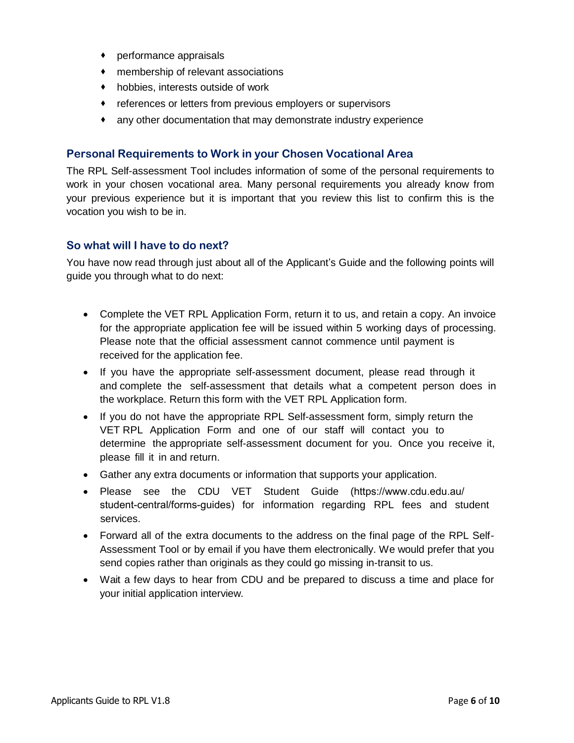- performance appraisals
- membership of relevant associations
- hobbies, interests outside of work
- references or letters from previous employers or supervisors
- any other documentation that may demonstrate industry experience

### Personal Requirements to Work in your Chosen Vocational Area

The RPL Self-assessment Tool includes information of some of the personal requirements to work in your chosen vocational area. Many personal requirements you already know from your previous experience but it is important that you review this list to confirm this is the vocation you wish to be in.

### So what will I have to do next?

You have now read through just about all of the Applicant's Guide and the following points will guide you through what to do next:

- Complete the VET RPL Application Form, return it to us, and retain a copy. An invoice for the appropriate application fee will be issued within 5 working days of processing. Please note that the official assessment cannot commence until payment is received for the application fee.
- If you have the appropriate self-assessment document, please read through it and complete the self-assessment that details what a competent person does in the workplace. Return this form with the VET RPL Application form.
- If you do not have the appropriate RPL Self-assessment form, simply return the VET RPL Application Form and one of our staff will contact you to determine the appropriate self-assessment document for you. Once you receive it, please fill it in and return.
- Gather any extra documents or information that supports your application.
- Please see the CDU VET Student Guide (https://www.cdu.edu.au/student-central/forms-guides) for information regarding RPL fees and student services.
- Forward all of the extra documents to the address on the final page of the RPL Self-Assessment Tool or by email if you have them electronically. We would prefer that you send copies rather than originals as they could go missing in-transit to us.
- Wait a few days to hear from CDU and be prepared to discuss a time and place for your initial application interview.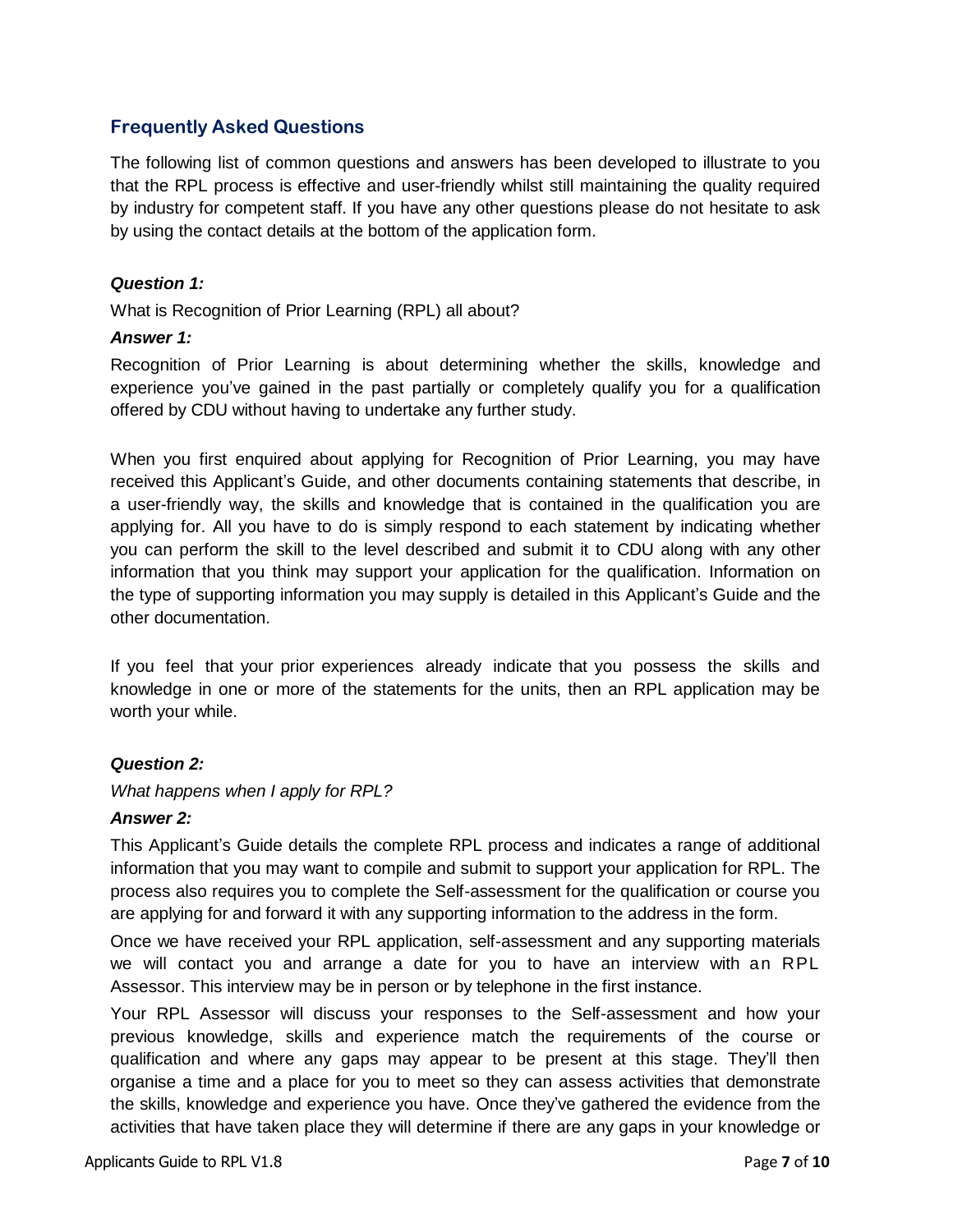## Frequently Asked Questions

The following list of common questions and answers has been developed to illustrate to you that the RPL process is effective and user-friendly whilst still maintaining the quality required by industry for competent staff. If you have any other questions please do not hesitate to ask by using the contact details at the bottom of the application form.

***Question 1:***

What is Recognition of Prior Learning (RPL) all about?

***Answer 1:***

Recognition of Prior Learning is about determining whether the skills, knowledge and experience you've gained in the past partially or completely qualify you for a qualification offered by CDU without having to undertake any further study.

When you first enquired about applying for Recognition of Prior Learning, you may have received this Applicant's Guide, and other documents containing statements that describe, in a user-friendly way, the skills and knowledge that is contained in the qualification you are applying for. All you have to do is simply respond to each statement by indicating whether you can perform the skill to the level described and submit it to CDU along with any other information that you think may support your application for the qualification. Information on the type of supporting information you may supply is detailed in this Applicant's Guide and the other documentation.

If you feel that your prior experiences already indicate that you possess the skills and knowledge in one or more of the statements for the units, then an RPL application may be worth your while.

***Question 2:***

*What happens when I apply for RPL?*

***Answer 2:***

This Applicant's Guide details the complete RPL process and indicates a range of additional information that you may want to compile and submit to support your application for RPL. The process also requires you to complete the Self-assessment for the qualification or course you are applying for and forward it with any supporting information to the address in the form.

Once we have received your RPL application, self-assessment and any supporting materials we will contact you and arrange a date for you to have an interview with an RPL Assessor. This interview may be in person or by telephone in the first instance.

Your RPL Assessor will discuss your responses to the Self-assessment and how your previous knowledge, skills and experience match the requirements of the course or qualification and where any gaps may appear to be present at this stage. They'll then organise a time and a place for you to meet so they can assess activities that demonstrate the skills, knowledge and experience you have. Once they've gathered the evidence from the activities that have taken place they will determine if there are any gaps in your knowledge or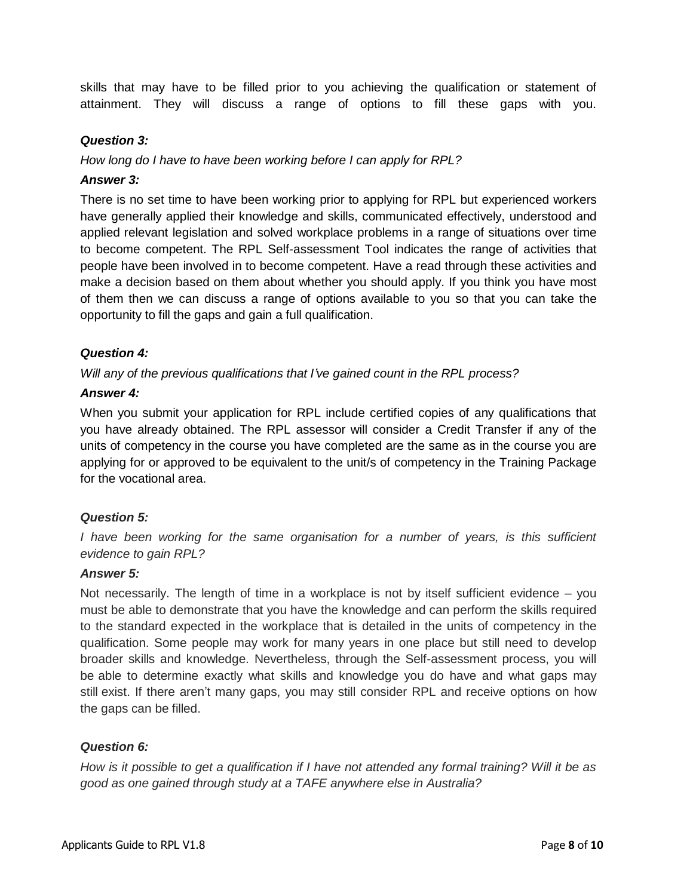skills that may have to be filled prior to you achieving the qualification or statement of attainment. They will discuss a range of options to fill these gaps with you.

***Question 3:***

*How long do I have to have been working before I can apply for RPL?*

***Answer 3:***

There is no set time to have been working prior to applying for RPL but experienced workers have generally applied their knowledge and skills, communicated effectively, understood and applied relevant legislation and solved workplace problems in a range of situations over time to become competent. The RPL Self-assessment Tool indicates the range of activities that people have been involved in to become competent. Have a read through these activities and make a decision based on them about whether you should apply. If you think you have most of them then we can discuss a range of options available to you so that you can take the opportunity to fill the gaps and gain a full qualification.

***Question 4:***

*Will any of the previous qualifications that I've gained count in the RPL process?*

***Answer 4:***

When you submit your application for RPL include certified copies of any qualifications that you have already obtained. The RPL assessor will consider a Credit Transfer if any of the units of competency in the course you have completed are the same as in the course you are applying for or approved to be equivalent to the unit/s of competency in the Training Package for the vocational area.

***Question 5:***

*I have been working for the same organisation for a number of years, is this sufficient evidence to gain RPL?*

***Answer 5:***

Not necessarily. The length of time in a workplace is not by itself sufficient evidence – you must be able to demonstrate that you have the knowledge and can perform the skills required to the standard expected in the workplace that is detailed in the units of competency in the qualification. Some people may work for many years in one place but still need to develop broader skills and knowledge. Nevertheless, through the Self-assessment process, you will be able to determine exactly what skills and knowledge you do have and what gaps may still exist. If there aren't many gaps, you may still consider RPL and receive options on how the gaps can be filled.

***Question 6:***

*How is it possible to get a qualification if I have not attended any formal training? Will it be as good as one gained through study at a TAFE anywhere else in Australia?*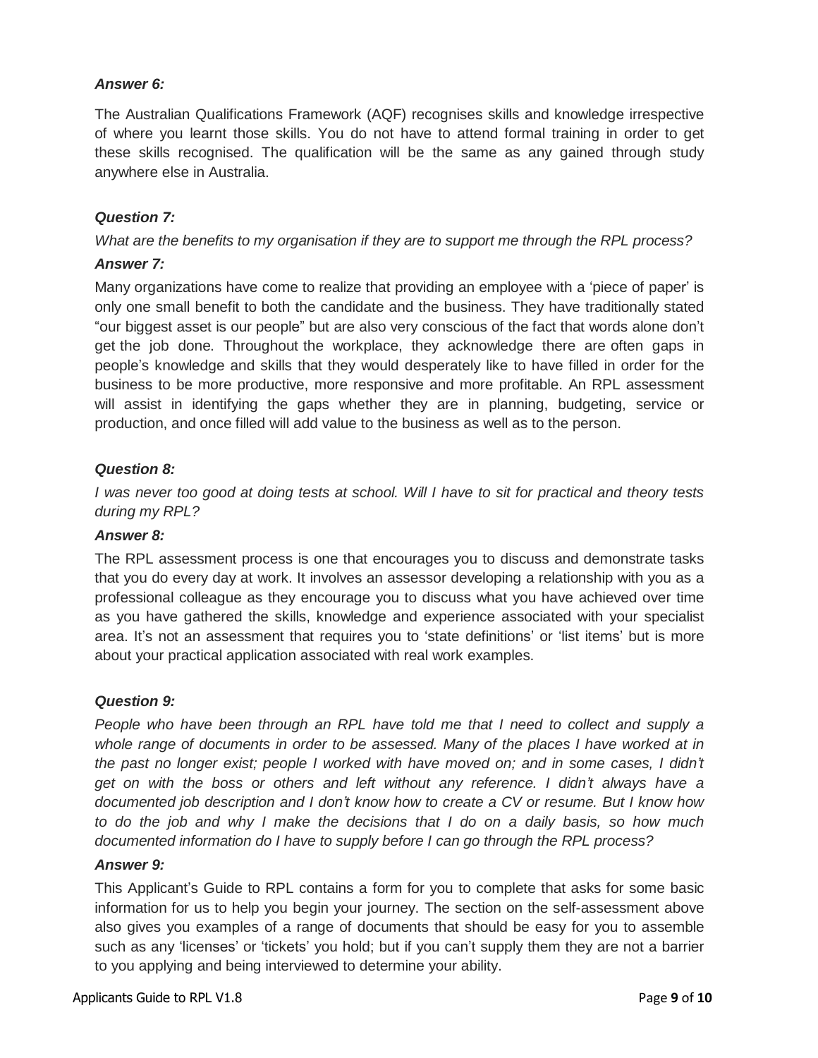***Answer 6:***

The Australian Qualifications Framework (AQF) recognises skills and knowledge irrespective of where you learnt those skills. You do not have to attend formal training in order to get these skills recognised. The qualification will be the same as any gained through study anywhere else in Australia.

***Question 7:***

*What are the benefits to my organisation if they are to support me through the RPL process?*

***Answer 7:***

Many organizations have come to realize that providing an employee with a 'piece of paper' is only one small benefit to both the candidate and the business. They have traditionally stated "our biggest asset is our people" but are also very conscious of the fact that words alone don't get the job done. Throughout the workplace, they acknowledge there are often gaps in people's knowledge and skills that they would desperately like to have filled in order for the business to be more productive, more responsive and more profitable. An RPL assessment will assist in identifying the gaps whether they are in planning, budgeting, service or production, and once filled will add value to the business as well as to the person.

***Question 8:***

*I was never too good at doing tests at school. Will I have to sit for practical and theory tests during my RPL?*

***Answer 8:***

The RPL assessment process is one that encourages you to discuss and demonstrate tasks that you do every day at work. It involves an assessor developing a relationship with you as a professional colleague as they encourage you to discuss what you have achieved over time as you have gathered the skills, knowledge and experience associated with your specialist area. It's not an assessment that requires you to 'state definitions' or 'list items' but is more about your practical application associated with real work examples.

***Question 9:***

*People who have been through an RPL have told me that I need to collect and supply a whole range of documents in order to be assessed. Many of the places I have worked at in the past no longer exist; people I worked with have moved on; and in some cases, I didn't get on with the boss or others and left without any reference. I didn't always have a documented job description and I don't know how to create a CV or resume. But I know how to do the job and why I make the decisions that I do on a daily basis, so how much documented information do I have to supply before I can go through the RPL process?*

***Answer 9:***

This Applicant's Guide to RPL contains a form for you to complete that asks for some basic information for us to help you begin your journey. The section on the self-assessment above also gives you examples of a range of documents that should be easy for you to assemble such as any 'licenses' or 'tickets' you hold; but if you can't supply them they are not a barrier to you applying and being interviewed to determine your ability.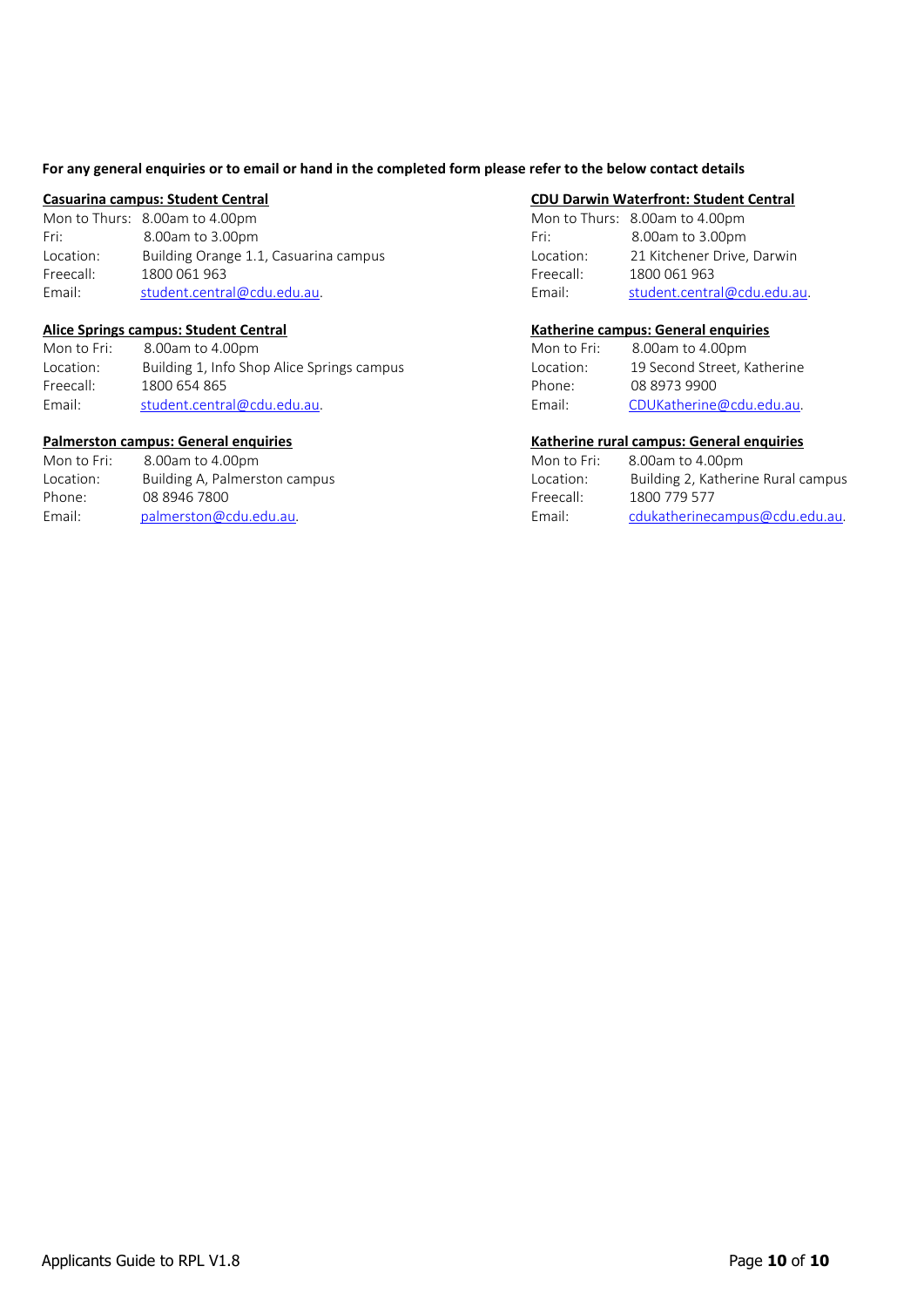**For any general enquiries or to email or hand in the completed form please refer to the below contact details**

**Casuarina campus: Student Central**

Mon to Thurs: 8.00am to 4.00pm
Fri: 8.00am to 3.00pm
Location: Building Orange 1.1, Casuarina campus
Freecall: 1800 061 963
Email: student.central@cdu.edu.au.

**Alice Springs campus: Student Central**

Mon to Fri: 8.00am to 4.00pm
Location: Building 1, Info Shop Alice Springs campus
Freecall: 1800 654 865
Email: student.central@cdu.edu.au.

**Palmerston campus: General enquiries**

Mon to Fri: 8.00am to 4.00pm
Location: Building A, Palmerston campus
Phone: 08 8946 7800
Email: palmerston@cdu.edu.au.

**CDU Darwin Waterfront: Student Central**

Mon to Thurs: 8.00am to 4.00pm
Fri: 8.00am to 3.00pm
Location: 21 Kitchener Drive, Darwin
Freecall: 1800 061 963
Email: student.central@cdu.edu.au.

**Katherine campus: General enquiries**

Mon to Fri: 8.00am to 4.00pm
Location: 19 Second Street, Katherine
Phone: 08 8973 9900
Email: CDUKatherine@cdu.edu.au.

**Katherine rural campus: General enquiries**

Mon to Fri: 8.00am to 4.00pm
Location: Building 2, Katherine Rural campus
Freecall: 1800 779 577
Email: cdukatherinecampus@cdu.edu.au.